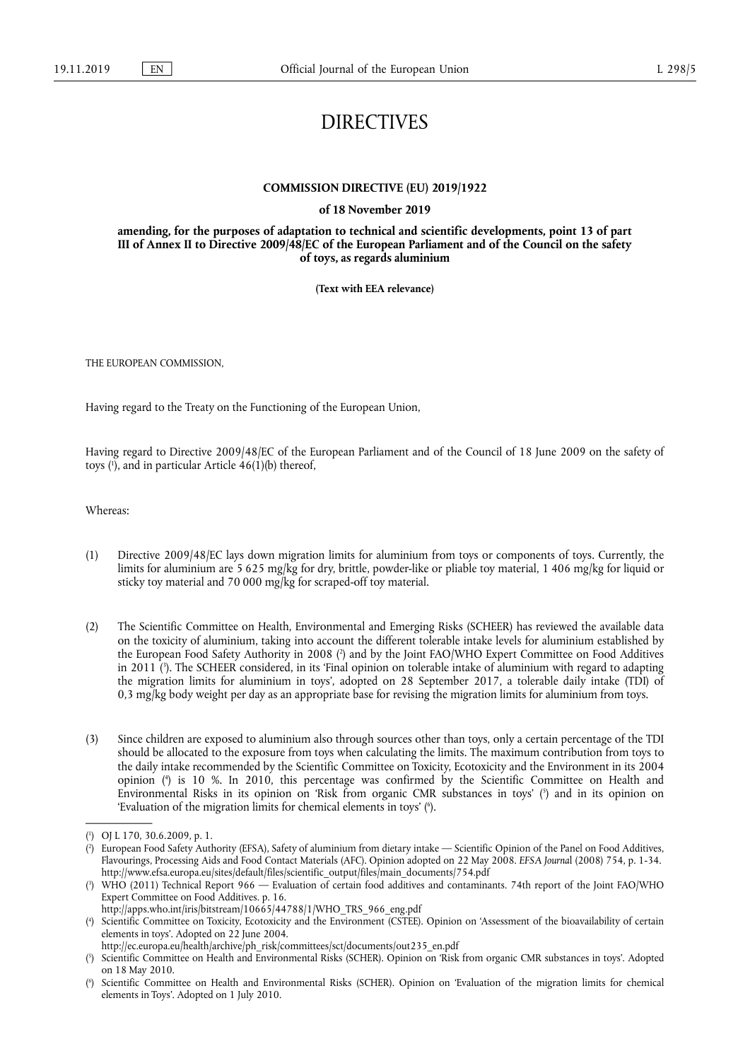# DIRECTIVES

**COMMISSION DIRECTIVE (EU) 2019/1922**

**of 18 November 2019**

**amending, for the purposes of adaptation to technical and scientific developments, point 13 of part III of Annex II to Directive 2009/48/EC of the European Parliament and of the Council on the safety of toys, as regards aluminium**

**(Text with EEA relevance)**

THE EUROPEAN COMMISSION,

Having regard to the Treaty on the Functioning of the European Union,

Having regard to Directive 2009/48/EC of the European Parliament and of the Council of 18 June 2009 on the safety of toys ([1]), and in particular Article 46(1)(b) thereof,

Whereas:

(1) Directive 2009/48/EC lays down migration limits for aluminium from toys or components of toys. Currently, the limits for aluminium are 5 625 mg/kg for dry, brittle, powder-like or pliable toy material, 1 406 mg/kg for liquid or sticky toy material and 70 000 mg/kg for scraped-off toy material.

(2) The Scientific Committee on Health, Environmental and Emerging Risks (SCHEER) has reviewed the available data on the toxicity of aluminium, taking into account the different tolerable intake levels for aluminium established by the European Food Safety Authority in 2008 ([2]) and by the Joint FAO/WHO Expert Committee on Food Additives in 2011 ([3]). The SCHEER considered, in its 'Final opinion on tolerable intake of aluminium with regard to adapting the migration limits for aluminium in toys', adopted on 28 September 2017, a tolerable daily intake (TDI) of 0,3 mg/kg body weight per day as an appropriate base for revising the migration limits for aluminium from toys.

(3) Since children are exposed to aluminium also through sources other than toys, only a certain percentage of the TDI should be allocated to the exposure from toys when calculating the limits. The maximum contribution from toys to the daily intake recommended by the Scientific Committee on Toxicity, Ecotoxicity and the Environment in its 2004 opinion ([4]) is 10 %. In 2010, this percentage was confirmed by the Scientific Committee on Health and Environmental Risks in its opinion on 'Risk from organic CMR substances in toys' ([5]) and in its opinion on 'Evaluation of the migration limits for chemical elements in toys' ([6]).

---

([1]) OJ L 170, 30.6.2009, p. 1.

([2]) European Food Safety Authority (EFSA), Safety of aluminium from dietary intake — Scientific Opinion of the Panel on Food Additives, Flavourings, Processing Aids and Food Contact Materials (AFC). Opinion adopted on 22 May 2008. *EFSA Journal* (2008) 754, p. 1-34. http://www.efsa.europa.eu/sites/default/files/scientific_output/files/main_documents/754.pdf

([3]) WHO (2011) Technical Report 966 — Evaluation of certain food additives and contaminants. 74th report of the Joint FAO/WHO Expert Committee on Food Additives. p. 16. http://apps.who.int/iris/bitstream/10665/44788/1/WHO_TRS_966_eng.pdf

([4]) Scientific Committee on Toxicity, Ecotoxicity and the Environment (CSTEE). Opinion on 'Assessment of the bioavailability of certain elements in toys'. Adopted on 22 June 2004. http://ec.europa.eu/health/archive/ph_risk/committees/sct/documents/out235_en.pdf

([5]) Scientific Committee on Health and Environmental Risks (SCHER). Opinion on 'Risk from organic CMR substances in toys'. Adopted on 18 May 2010.

([6]) Scientific Committee on Health and Environmental Risks (SCHER). Opinion on 'Evaluation of the migration limits for chemical elements in Toys'. Adopted on 1 July 2010.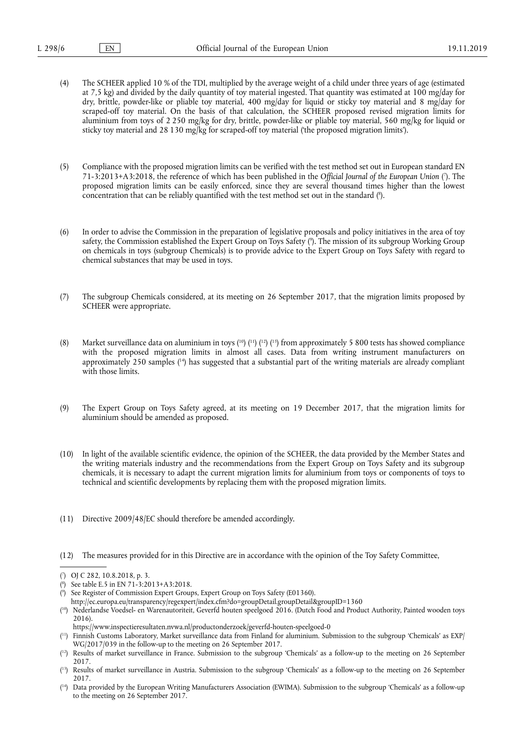(4) The SCHEER applied 10 % of the TDI, multiplied by the average weight of a child under three years of age (estimated at 7,5 kg) and divided by the daily quantity of toy material ingested. That quantity was estimated at 100 mg/day for dry, brittle, powder-like or pliable toy material, 400 mg/day for liquid or sticky toy material and 8 mg/day for scraped-off toy material. On the basis of that calculation, the SCHEER proposed revised migration limits for aluminium from toys of 2 250 mg/kg for dry, brittle, powder-like or pliable toy material, 560 mg/kg for liquid or sticky toy material and 28 130 mg/kg for scraped-off toy material ('the proposed migration limits').

(5) Compliance with the proposed migration limits can be verified with the test method set out in European standard EN 71-3:2013+A3:2018, the reference of which has been published in the *Official Journal of the European Union* [7]. The proposed migration limits can be easily enforced, since they are several thousand times higher than the lowest concentration that can be reliably quantified with the test method set out in the standard [8].

(6) In order to advise the Commission in the preparation of legislative proposals and policy initiatives in the area of toy safety, the Commission established the Expert Group on Toys Safety [9]. The mission of its subgroup Working Group on chemicals in toys (subgroup Chemicals) is to provide advice to the Expert Group on Toys Safety with regard to chemical substances that may be used in toys.

(7) The subgroup Chemicals considered, at its meeting on 26 September 2017, that the migration limits proposed by SCHEER were appropriate.

(8) Market surveillance data on aluminium in toys [10] [11] [12] [13] from approximately 5 800 tests has showed compliance with the proposed migration limits in almost all cases. Data from writing instrument manufacturers on approximately 250 samples [14] has suggested that a substantial part of the writing materials are already compliant with those limits.

(9) The Expert Group on Toys Safety agreed, at its meeting on 19 December 2017, that the migration limits for aluminium should be amended as proposed.

(10) In light of the available scientific evidence, the opinion of the SCHEER, the data provided by the Member States and the writing materials industry and the recommendations from the Expert Group on Toys Safety and its subgroup chemicals, it is necessary to adapt the current migration limits for aluminium from toys or components of toys to technical and scientific developments by replacing them with the proposed migration limits.

(11) Directive 2009/48/EC should therefore be amended accordingly.

(12) The measures provided for in this Directive are in accordance with the opinion of the Toy Safety Committee,

---

[7] OJ C 282, 10.8.2018, p. 3.

[8] See table E.5 in EN 71-3:2013+A3:2018.

[9] See Register of Commission Expert Groups, Expert Group on Toys Safety (E01360). http://ec.europa.eu/transparency/regexpert/index.cfm?do=groupDetail.groupDetail&groupID=1360

[10] Nederlandse Voedsel- en Warenautoriteit, Geverfd houten speelgoed 2016. (Dutch Food and Product Authority, Painted wooden toys 2016). https://www.inspectieresultaten.nvwa.nl/productonderzoek/geverfd-houten-speelgoed-0

[11] Finnish Customs Laboratory, Market surveillance data from Finland for aluminium. Submission to the subgroup 'Chemicals' as EXP/WG/2017/039 in the follow-up to the meeting on 26 September 2017.

[12] Results of market surveillance in France. Submission to the subgroup 'Chemicals' as a follow-up to the meeting on 26 September 2017.

[13] Results of market surveillance in Austria. Submission to the subgroup 'Chemicals' as a follow-up to the meeting on 26 September 2017.

[14] Data provided by the European Writing Manufacturers Association (EWIMA). Submission to the subgroup 'Chemicals' as a follow-up to the meeting on 26 September 2017.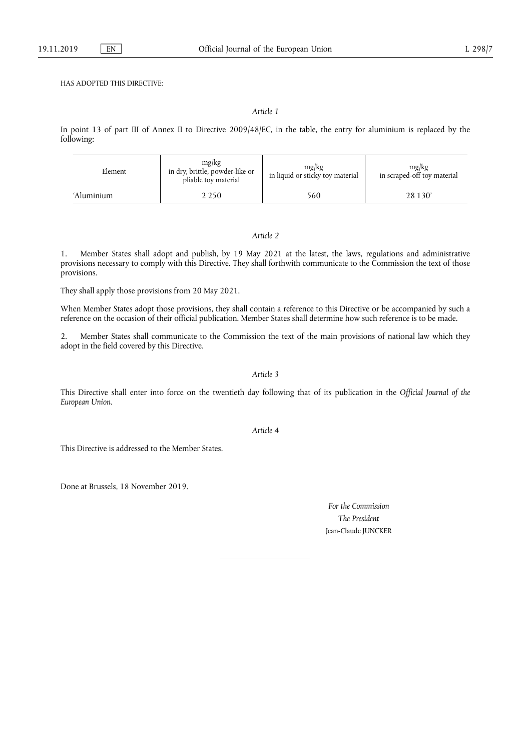HAS ADOPTED THIS DIRECTIVE:

*Article 1*

In point 13 of part III of Annex II to Directive 2009/48/EC, in the table, the entry for aluminium is replaced by the following:

| Element | mg/kg in dry, brittle, powder-like or pliable toy material | mg/kg in liquid or sticky toy material | mg/kg in scraped-off toy material |
|---|---|---|---|
| 'Aluminium | 2 250 | 560 | 28 130' |

*Article 2*

1. Member States shall adopt and publish, by 19 May 2021 at the latest, the laws, regulations and administrative provisions necessary to comply with this Directive. They shall forthwith communicate to the Commission the text of those provisions.

They shall apply those provisions from 20 May 2021.

When Member States adopt those provisions, they shall contain a reference to this Directive or be accompanied by such a reference on the occasion of their official publication. Member States shall determine how such reference is to be made.

2. Member States shall communicate to the Commission the text of the main provisions of national law which they adopt in the field covered by this Directive.

*Article 3*

This Directive shall enter into force on the twentieth day following that of its publication in the *Official Journal of the European Union*.

*Article 4*

This Directive is addressed to the Member States.

Done at Brussels, 18 November 2019.

*For the Commission*

*The President*

Jean-Claude JUNCKER